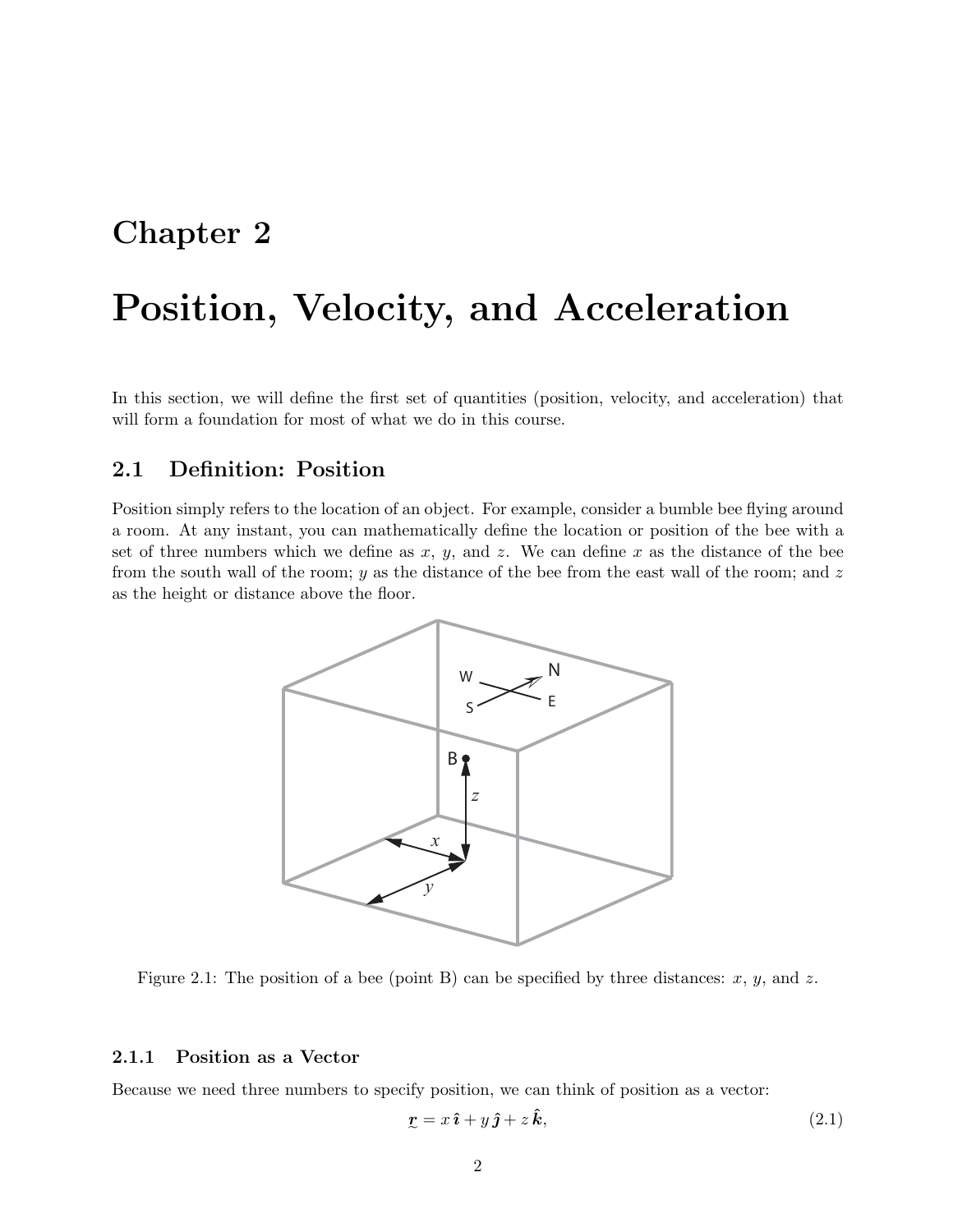# Chapter 2

# Position, Velocity, and Acceleration

In this section, we will define the first set of quantities (position, velocity, and acceleration) that will form a foundation for most of what we do in this course.

## 2.1 Definition: Position

Position simply refers to the location of an object. For example, consider a bumble bee flying around a room. At any instant, you can mathematically define the location or position of the bee with a set of three numbers which we define as $x$, $y$, and $z$. We can define $x$ as the distance of the bee from the south wall of the room; $y$ as the distance of the bee from the east wall of the room; and $z$ as the height or distance above the floor.

Figure 2.1: The position of a bee (point B) can be specified by three distances: $x$, $y$, and $z$.

### 2.1.1 Position as a Vector

Because we need three numbers to specify position, we can think of position as a vector:

$$\underset{\sim}{\boldsymbol{r}} = x\,\hat{\boldsymbol{\imath}} + y\,\hat{\boldsymbol{\jmath}} + z\,\hat{\boldsymbol{k}}, \tag{2.1}$$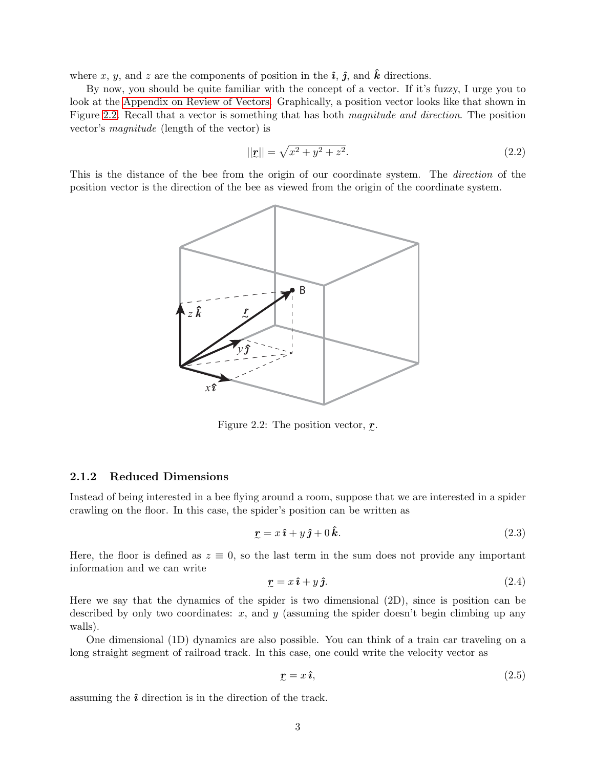where $x$, $y$, and $z$ are the components of position in the $\hat{\boldsymbol{\imath}}$, $\hat{\boldsymbol{\jmath}}$, and $\hat{\boldsymbol{k}}$ directions.

By now, you should be quite familiar with the concept of a vector. If it's fuzzy, I urge you to look at the Appendix on Review of Vectors. Graphically, a position vector looks like that shown in Figure 2.2. Recall that a vector is something that has both *magnitude and direction*. The position vector's *magnitude* (length of the vector) is

$$||\underset{\sim}{\boldsymbol{r}}|| = \sqrt{x^2 + y^2 + z^2}. \tag{2.2}$$

This is the distance of the bee from the origin of our coordinate system. The *direction* of the position vector is the direction of the bee as viewed from the origin of the coordinate system.

Figure 2.2: The position vector, $\underset{\sim}{\boldsymbol{r}}$.

### 2.1.2 Reduced Dimensions

Instead of being interested in a bee flying around a room, suppose that we are interested in a spider crawling on the floor. In this case, the spider's position can be written as

$$\underset{\sim}{\boldsymbol{r}} = x\,\hat{\boldsymbol{\imath}} + y\,\hat{\boldsymbol{\jmath}} + 0\,\hat{\boldsymbol{k}}. \tag{2.3}$$

Here, the floor is defined as $z \equiv 0$, so the last term in the sum does not provide any important information and we can write

$$\underset{\sim}{\boldsymbol{r}} = x\,\hat{\boldsymbol{\imath}} + y\,\hat{\boldsymbol{\jmath}}. \tag{2.4}$$

Here we say that the dynamics of the spider is two dimensional (2D), since is position can be described by only two coordinates: $x$, and $y$ (assuming the spider doesn't begin climbing up any walls).

One dimensional (1D) dynamics are also possible. You can think of a train car traveling on a long straight segment of railroad track. In this case, one could write the velocity vector as

$$\underset{\sim}{\boldsymbol{r}} = x\,\hat{\boldsymbol{\imath}}, \tag{2.5}$$

assuming the $\hat{\boldsymbol{\imath}}$ direction is in the direction of the track.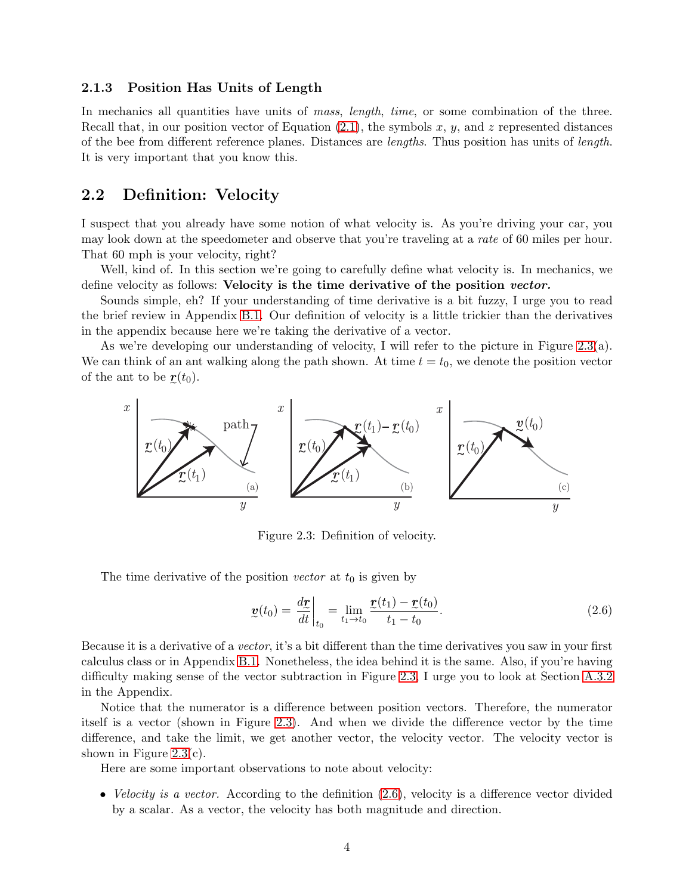### 2.1.3 Position Has Units of Length

In mechanics all quantities have units of *mass*, *length*, *time*, or some combination of the three. Recall that, in our position vector of Equation (2.1), the symbols $x$, $y$, and $z$ represented distances of the bee from different reference planes. Distances are *lengths*. Thus position has units of *length*. It is very important that you know this.

## 2.2 Definition: Velocity

I suspect that you already have some notion of what velocity is. As you're driving your car, you may look down at the speedometer and observe that you're traveling at a *rate* of 60 miles per hour. That 60 mph is your velocity, right?

Well, kind of. In this section we're going to carefully define what velocity is. In mechanics, we define velocity as follows: **Velocity is the time derivative of the position *vector.***

Sounds simple, eh? If your understanding of time derivative is a bit fuzzy, I urge you to read the brief review in Appendix B.1. Our definition of velocity is a little trickier than the derivatives in the appendix because here we're taking the derivative of a vector.

As we're developing our understanding of velocity, I will refer to the picture in Figure 2.3(a). We can think of an ant walking along the path shown. At time $t = t_0$, we denote the position vector of the ant to be $\underset{\sim}{\boldsymbol{r}}(t_0)$.

Figure 2.3: Definition of velocity.

The time derivative of the position *vector* at $t_0$ is given by

$$\underset{\sim}{\boldsymbol{v}}(t_0) = \left.\frac{d\underset{\sim}{\boldsymbol{r}}}{dt}\right|_{t_0} = \lim_{t_1 \to t_0} \frac{\underset{\sim}{\boldsymbol{r}}(t_1) - \underset{\sim}{\boldsymbol{r}}(t_0)}{t_1 - t_0}. \tag{2.6}$$

Because it is a derivative of a *vector*, it's a bit different than the time derivatives you saw in your first calculus class or in Appendix B.1. Nonetheless, the idea behind it is the same. Also, if you're having difficulty making sense of the vector subtraction in Figure 2.3, I urge you to look at Section A.3.2 in the Appendix.

Notice that the numerator is a difference between position vectors. Therefore, the numerator itself is a vector (shown in Figure 2.3). And when we divide the difference vector by the time difference, and take the limit, we get another vector, the velocity vector. The velocity vector is shown in Figure 2.3(c).

Here are some important observations to note about velocity:

- *Velocity is a vector.* According to the definition (2.6), velocity is a difference vector divided by a scalar. As a vector, the velocity has both magnitude and direction.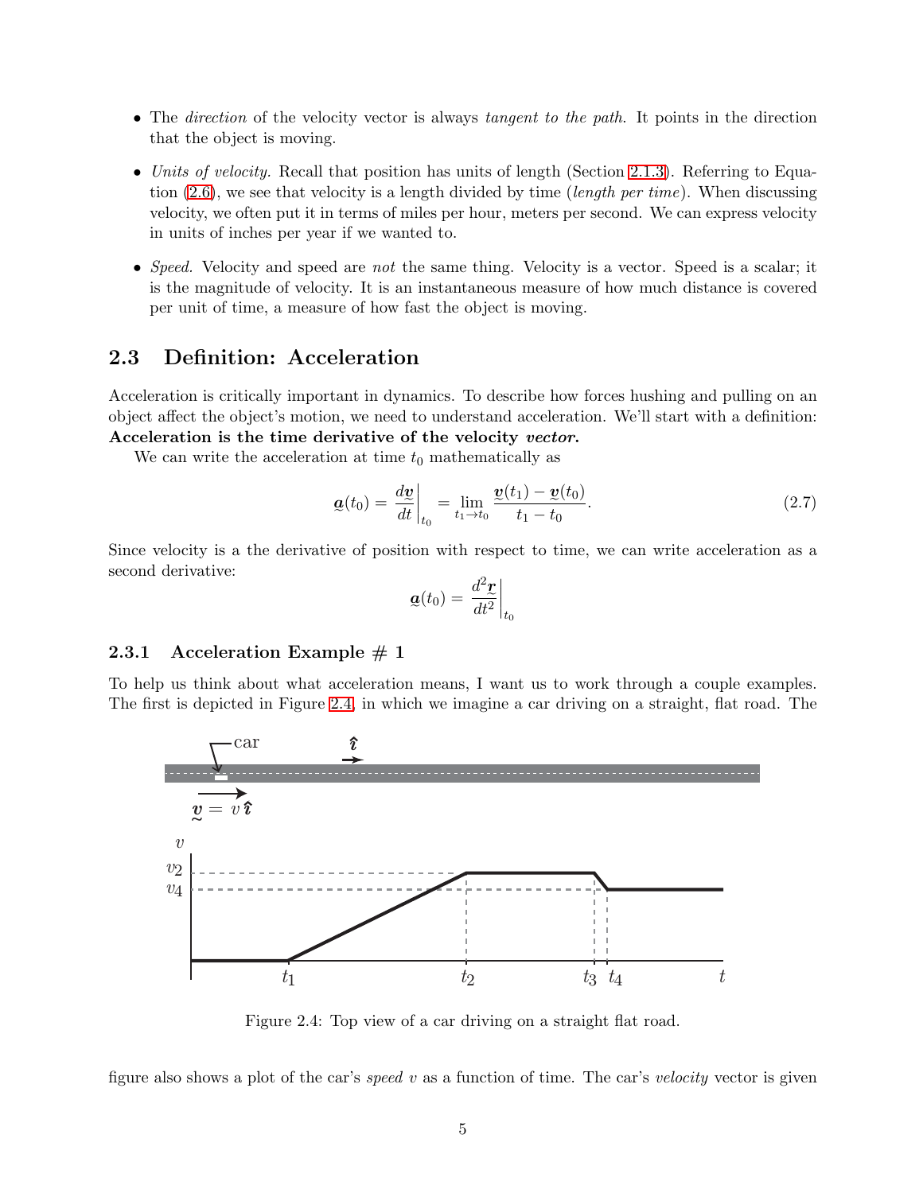- The *direction* of the velocity vector is always *tangent to the path*. It points in the direction that the object is moving.

- *Units of velocity.* Recall that position has units of length (Section 2.1.3). Referring to Equation (2.6), we see that velocity is a length divided by time (*length per time*). When discussing velocity, we often put it in terms of miles per hour, meters per second. We can express velocity in units of inches per year if we wanted to.

- *Speed.* Velocity and speed are *not* the same thing. Velocity is a vector. Speed is a scalar; it is the magnitude of velocity. It is an instantaneous measure of how much distance is covered per unit of time, a measure of how fast the object is moving.

## 2.3 Definition: Acceleration

Acceleration is critically important in dynamics. To describe how forces hushing and pulling on an object affect the object's motion, we need to understand acceleration. We'll start with a definition: **Acceleration is the time derivative of the velocity *vector*.**

We can write the acceleration at time $t_0$ mathematically as

$$\underset{\sim}{\boldsymbol{a}}(t_0) = \left.\frac{d\underset{\sim}{\boldsymbol{v}}}{dt}\right|_{t_0} = \lim_{t_1 \to t_0} \frac{\underset{\sim}{\boldsymbol{v}}(t_1) - \underset{\sim}{\boldsymbol{v}}(t_0)}{t_1 - t_0}. \tag{2.7}$$

Since velocity is a the derivative of position with respect to time, we can write acceleration as a second derivative:

$$\underset{\sim}{\boldsymbol{a}}(t_0) = \left.\frac{d^2\underset{\sim}{\boldsymbol{r}}}{dt^2}\right|_{t_0}$$

### 2.3.1 Acceleration Example # 1

To help us think about what acceleration means, I want us to work through a couple examples. The first is depicted in Figure 2.4, in which we imagine a car driving on a straight, flat road. The

Figure 2.4: Top view of a car driving on a straight flat road.

figure also shows a plot of the car's *speed* $v$ as a function of time. The car's *velocity* vector is given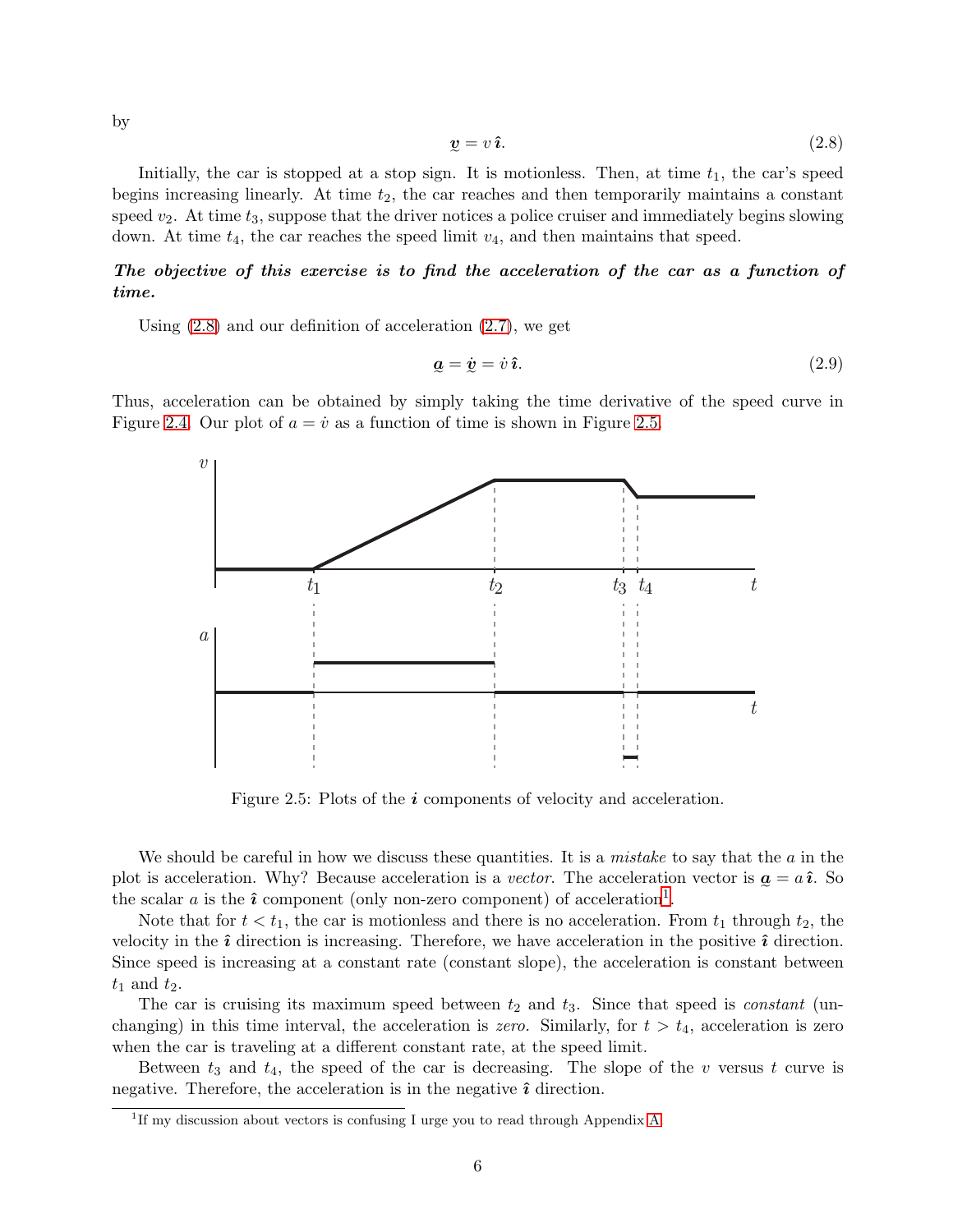by

$$\underset{\sim}{v} = v\,\hat{\boldsymbol{\imath}}. \tag{2.8}$$

Initially, the car is stopped at a stop sign. It is motionless. Then, at time $t_1$, the car's speed begins increasing linearly. At time $t_2$, the car reaches and then temporarily maintains a constant speed $v_2$. At time $t_3$, suppose that the driver notices a police cruiser and immediately begins slowing down. At time $t_4$, the car reaches the speed limit $v_4$, and then maintains that speed.

***The objective of this exercise is to find the acceleration of the car as a function of time.***

Using (2.8) and our definition of acceleration (2.7), we get

$$\underset{\sim}{a} = \dot{\underset{\sim}{v}} = \dot{v}\,\hat{\boldsymbol{\imath}}. \tag{2.9}$$

Thus, acceleration can be obtained by simply taking the time derivative of the speed curve in Figure 2.4. Our plot of $a = \dot{v}$ as a function of time is shown in Figure 2.5.

Figure 2.5: Plots of the $\boldsymbol{i}$ components of velocity and acceleration.

We should be careful in how we discuss these quantities. It is a *mistake* to say that the $a$ in the plot is acceleration. Why? Because acceleration is a *vector*. The acceleration vector is $\underset{\sim}{a} = a\,\hat{\boldsymbol{\imath}}$. So the scalar $a$ is the $\hat{\boldsymbol{\imath}}$ component (only non-zero component) of acceleration[1].

Note that for $t < t_1$, the car is motionless and there is no acceleration. From $t_1$ through $t_2$, the velocity in the $\hat{\boldsymbol{\imath}}$ direction is increasing. Therefore, we have acceleration in the positive $\hat{\boldsymbol{\imath}}$ direction. Since speed is increasing at a constant rate (constant slope), the acceleration is constant between $t_1$ and $t_2$.

The car is cruising its maximum speed between $t_2$ and $t_3$. Since that speed is *constant* (unchanging) in this time interval, the acceleration is *zero*. Similarly, for $t > t_4$, acceleration is zero when the car is traveling at a different constant rate, at the speed limit.

Between $t_3$ and $t_4$, the speed of the car is decreasing. The slope of the $v$ versus $t$ curve is negative. Therefore, the acceleration is in the negative $\hat{\boldsymbol{\imath}}$ direction.

[1] If my discussion about vectors is confusing I urge you to read through Appendix A.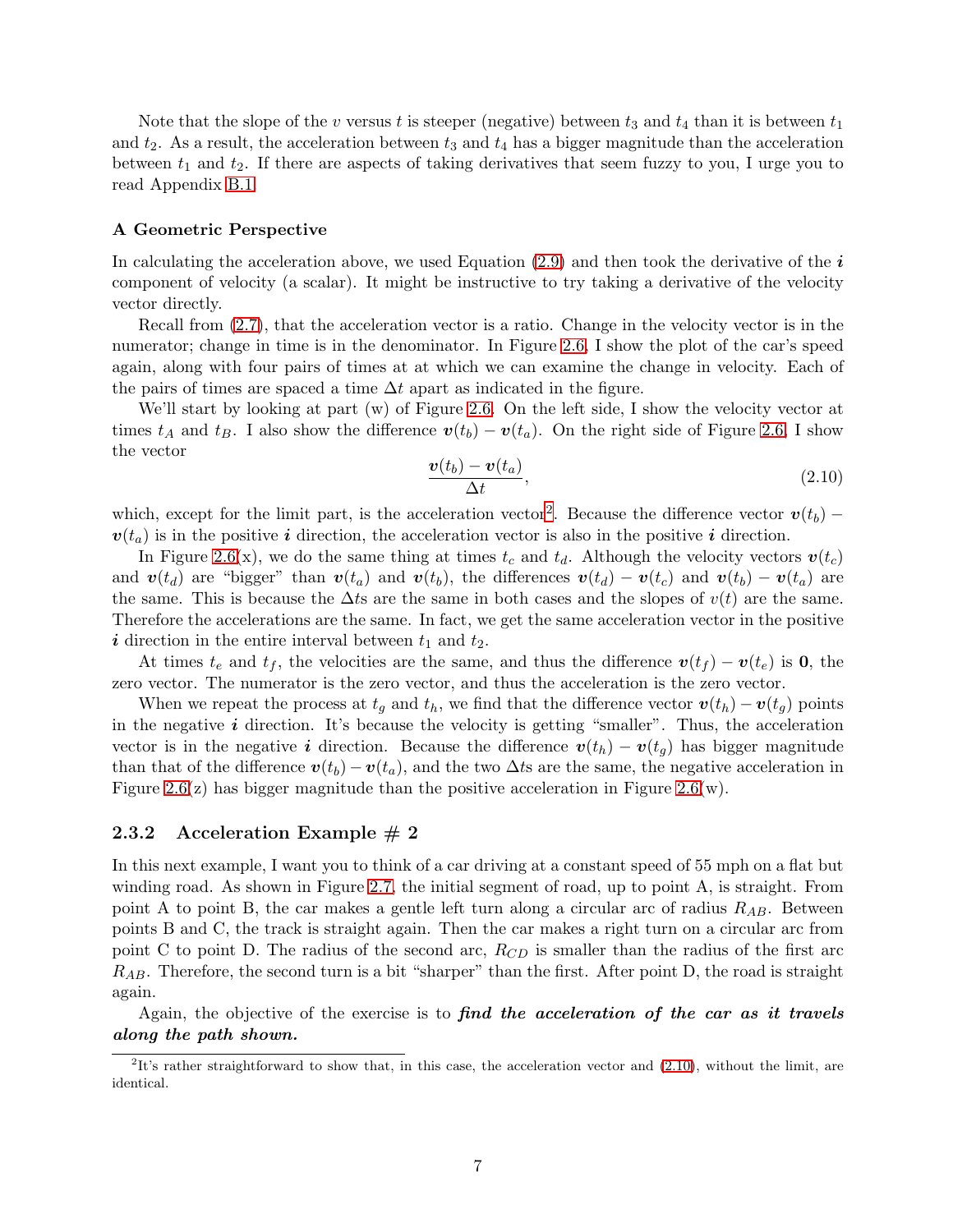Note that the slope of the $v$ versus $t$ is steeper (negative) between $t_3$ and $t_4$ than it is between $t_1$ and $t_2$. As a result, the acceleration between $t_3$ and $t_4$ has a bigger magnitude than the acceleration between $t_1$ and $t_2$. If there are aspects of taking derivatives that seem fuzzy to you, I urge you to read Appendix B.1

#### A Geometric Perspective

In calculating the acceleration above, we used Equation (2.9) and then took the derivative of the $\boldsymbol{i}$ component of velocity (a scalar). It might be instructive to try taking a derivative of the velocity vector directly.

Recall from (2.7), that the acceleration vector is a ratio. Change in the velocity vector is in the numerator; change in time is in the denominator. In Figure 2.6, I show the plot of the car's speed again, along with four pairs of times at at which we can examine the change in velocity. Each of the pairs of times are spaced a time $\Delta t$ apart as indicated in the figure.

We'll start by looking at part (w) of Figure 2.6. On the left side, I show the velocity vector at times $t_A$ and $t_B$. I also show the difference $\boldsymbol{v}(t_b) - \boldsymbol{v}(t_a)$. On the right side of Figure 2.6, I show the vector

$$\frac{\boldsymbol{v}(t_b) - \boldsymbol{v}(t_a)}{\Delta t}, \tag{2.10}$$

which, except for the limit part, is the acceleration vector[2]. Because the difference vector $\boldsymbol{v}(t_b) - \boldsymbol{v}(t_a)$ is in the positive $\boldsymbol{i}$ direction, the acceleration vector is also in the positive $\boldsymbol{i}$ direction.

In Figure 2.6(x), we do the same thing at times $t_c$ and $t_d$. Although the velocity vectors $\boldsymbol{v}(t_c)$ and $\boldsymbol{v}(t_d)$ are "bigger" than $\boldsymbol{v}(t_a)$ and $\boldsymbol{v}(t_b)$, the differences $\boldsymbol{v}(t_d) - \boldsymbol{v}(t_c)$ and $\boldsymbol{v}(t_b) - \boldsymbol{v}(t_a)$ are the same. This is because the $\Delta t$s are the same in both cases and the slopes of $v(t)$ are the same. Therefore the accelerations are the same. In fact, we get the same acceleration vector in the positive $\boldsymbol{i}$ direction in the entire interval between $t_1$ and $t_2$.

At times $t_e$ and $t_f$, the velocities are the same, and thus the difference $\boldsymbol{v}(t_f) - \boldsymbol{v}(t_e)$ is $\boldsymbol{0}$, the zero vector. The numerator is the zero vector, and thus the acceleration is the zero vector.

When we repeat the process at $t_g$ and $t_h$, we find that the difference vector $\boldsymbol{v}(t_h) - \boldsymbol{v}(t_g)$ points in the negative $\boldsymbol{i}$ direction. It's because the velocity is getting "smaller". Thus, the acceleration vector is in the negative $\boldsymbol{i}$ direction. Because the difference $\boldsymbol{v}(t_h) - \boldsymbol{v}(t_g)$ has bigger magnitude than that of the difference $\boldsymbol{v}(t_b) - \boldsymbol{v}(t_a)$, and the two $\Delta t$s are the same, the negative acceleration in Figure 2.6(z) has bigger magnitude than the positive acceleration in Figure 2.6(w).

### 2.3.2 Acceleration Example # 2

In this next example, I want you to think of a car driving at a constant speed of 55 mph on a flat but winding road. As shown in Figure 2.7, the initial segment of road, up to point A, is straight. From point A to point B, the car makes a gentle left turn along a circular arc of radius $R_{AB}$. Between points B and C, the track is straight again. Then the car makes a right turn on a circular arc from point C to point D. The radius of the second arc, $R_{CD}$ is smaller than the radius of the first arc $R_{AB}$. Therefore, the second turn is a bit "sharper" than the first. After point D, the road is straight again.

Again, the objective of the exercise is to ***find the acceleration of the car as it travels along the path shown.***

[2] It's rather straightforward to show that, in this case, the acceleration vector and (2.10), without the limit, are identical.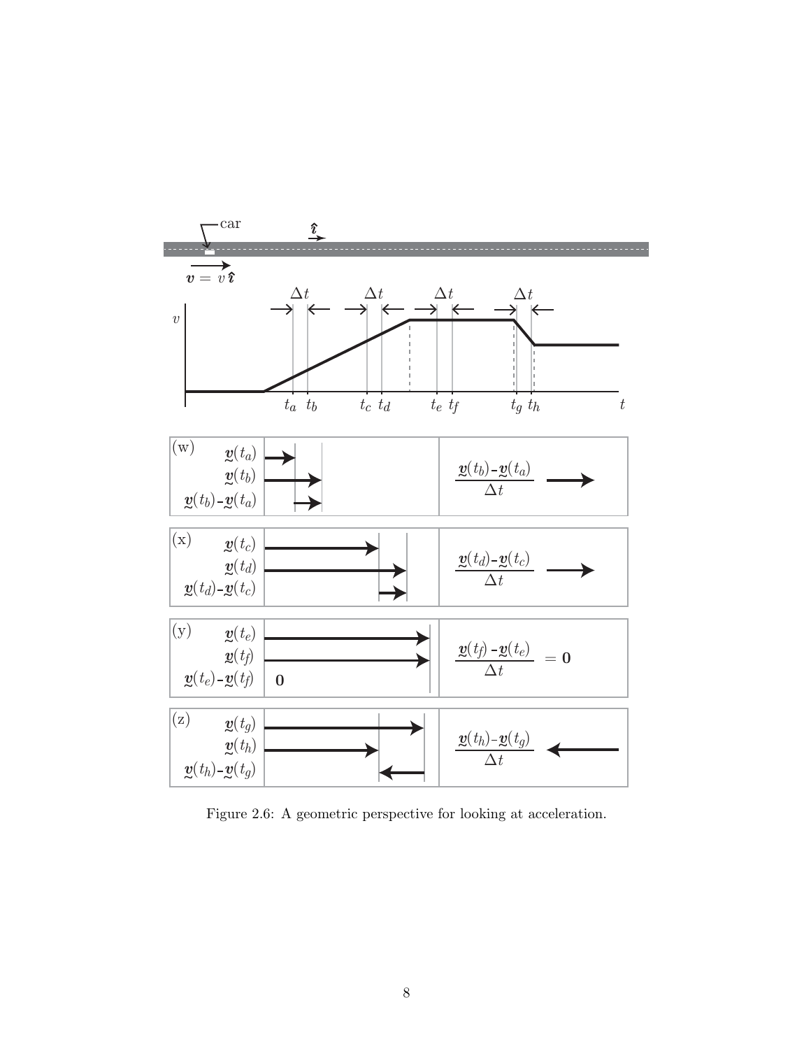Figure 2.6: A geometric perspective for looking at acceleration.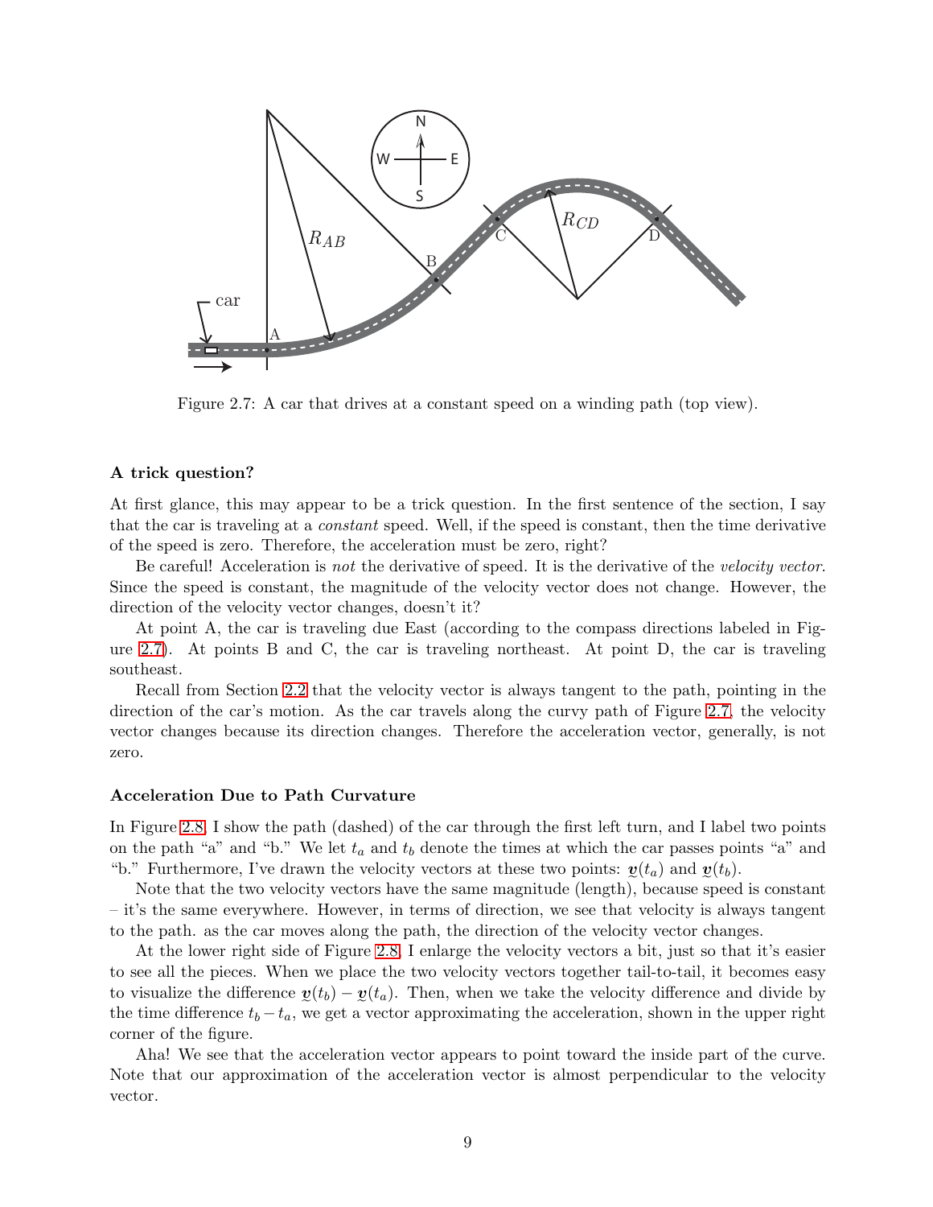Figure 2.7: A car that drives at a constant speed on a winding path (top view).

### A trick question?

At first glance, this may appear to be a trick question. In the first sentence of the section, I say that the car is traveling at a *constant* speed. Well, if the speed is constant, then the time derivative of the speed is zero. Therefore, the acceleration must be zero, right?

Be careful! Acceleration is *not* the derivative of speed. It is the derivative of the *velocity vector*. Since the speed is constant, the magnitude of the velocity vector does not change. However, the direction of the velocity vector changes, doesn't it?

At point A, the car is traveling due East (according to the compass directions labeled in Figure 2.7). At points B and C, the car is traveling northeast. At point D, the car is traveling southeast.

Recall from Section 2.2 that the velocity vector is always tangent to the path, pointing in the direction of the car's motion. As the car travels along the curvy path of Figure 2.7, the velocity vector changes because its direction changes. Therefore the acceleration vector, generally, is not zero.

### Acceleration Due to Path Curvature

In Figure 2.8, I show the path (dashed) of the car through the first left turn, and I label two points on the path "a" and "b." We let $t_a$ and $t_b$ denote the times at which the car passes points "a" and "b." Furthermore, I've drawn the velocity vectors at these two points: $\underset{\sim}{\boldsymbol{v}}(t_a)$ and $\underset{\sim}{\boldsymbol{v}}(t_b)$.

Note that the two velocity vectors have the same magnitude (length), because speed is constant – it's the same everywhere. However, in terms of direction, we see that velocity is always tangent to the path. as the car moves along the path, the direction of the velocity vector changes.

At the lower right side of Figure 2.8, I enlarge the velocity vectors a bit, just so that it's easier to see all the pieces. When we place the two velocity vectors together tail-to-tail, it becomes easy to visualize the difference $\underset{\sim}{\boldsymbol{v}}(t_b) - \underset{\sim}{\boldsymbol{v}}(t_a)$. Then, when we take the velocity difference and divide by the time difference $t_b - t_a$, we get a vector approximating the acceleration, shown in the upper right corner of the figure.

Aha! We see that the acceleration vector appears to point toward the inside part of the curve. Note that our approximation of the acceleration vector is almost perpendicular to the velocity vector.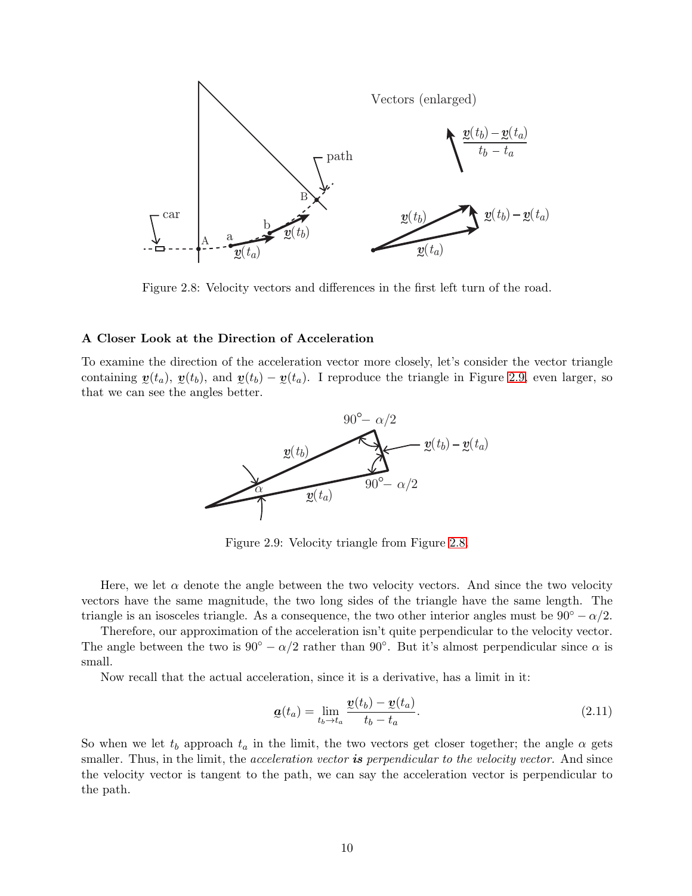Figure 2.8: Velocity vectors and differences in the first left turn of the road.

### A Closer Look at the Direction of Acceleration

To examine the direction of the acceleration vector more closely, let's consider the vector triangle containing $\underset{\sim}{\boldsymbol{v}}(t_a)$, $\underset{\sim}{\boldsymbol{v}}(t_b)$, and $\underset{\sim}{\boldsymbol{v}}(t_b) - \underset{\sim}{\boldsymbol{v}}(t_a)$. I reproduce the triangle in Figure 2.9, even larger, so that we can see the angles better.

Figure 2.9: Velocity triangle from Figure 2.8.

Here, we let $\alpha$ denote the angle between the two velocity vectors. And since the two velocity vectors have the same magnitude, the two long sides of the triangle have the same length. The triangle is an isosceles triangle. As a consequence, the two other interior angles must be $90^\circ - \alpha/2$.

Therefore, our approximation of the acceleration isn't quite perpendicular to the velocity vector. The angle between the two is $90^\circ - \alpha/2$ rather than $90^\circ$. But it's almost perpendicular since $\alpha$ is small.

Now recall that the actual acceleration, since it is a derivative, has a limit in it:

$$\underset{\sim}{\boldsymbol{a}}(t_a) = \lim_{t_b \to t_a} \frac{\underset{\sim}{\boldsymbol{v}}(t_b) - \underset{\sim}{\boldsymbol{v}}(t_a)}{t_b - t_a}. \tag{2.11}$$

So when we let $t_b$ approach $t_a$ in the limit, the two vectors get closer together; the angle $\alpha$ gets smaller. Thus, in the limit, the *acceleration vector* ***is*** *perpendicular to the velocity vector.* And since the velocity vector is tangent to the path, we can say the acceleration vector is perpendicular to the path.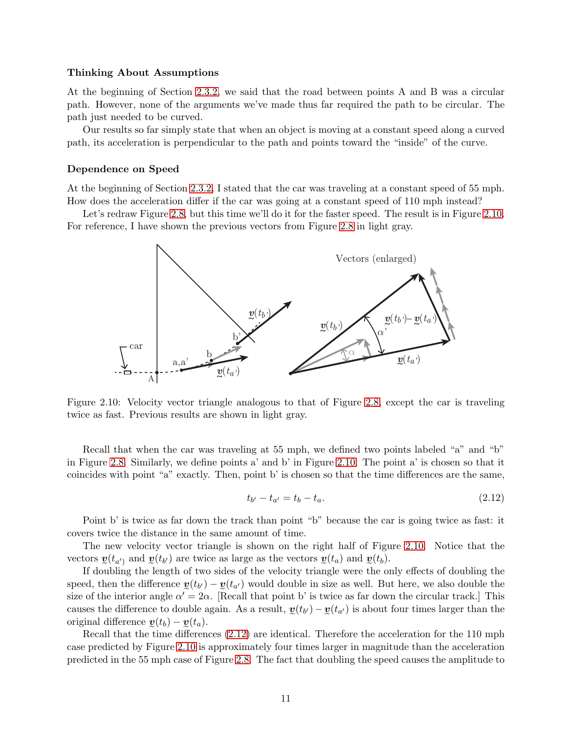### Thinking About Assumptions

At the beginning of Section 2.3.2, we said that the road between points A and B was a circular path. However, none of the arguments we've made thus far required the path to be circular. The path just needed to be curved.

Our results so far simply state that when an object is moving at a constant speed along a curved path, its acceleration is perpendicular to the path and points toward the "inside" of the curve.

### Dependence on Speed

At the beginning of Section 2.3.2, I stated that the car was traveling at a constant speed of 55 mph. How does the acceleration differ if the car was going at a constant speed of 110 mph instead?

Let's redraw Figure 2.8, but this time we'll do it for the faster speed. The result is in Figure 2.10. For reference, I have shown the previous vectors from Figure 2.8 in light gray.

Figure 2.10: Velocity vector triangle analogous to that of Figure 2.8, except the car is traveling twice as fast. Previous results are shown in light gray.

Recall that when the car was traveling at 55 mph, we defined two points labeled "a" and "b" in Figure 2.8. Similarly, we define points a' and b' in Figure 2.10. The point a' is chosen so that it coincides with point "a" exactly. Then, point b' is chosen so that the time differences are the same,

$$t_{b'} - t_{a'} = t_b - t_a. \tag{2.12}$$

Point b' is twice as far down the track than point "b" because the car is going twice as fast: it covers twice the distance in the same amount of time.

The new velocity vector triangle is shown on the right half of Figure 2.10. Notice that the vectors $\underset{\sim}{\boldsymbol{v}}(t_{a'})$ and $\underset{\sim}{\boldsymbol{v}}(t_{b'})$ are twice as large as the vectors $\underset{\sim}{\boldsymbol{v}}(t_a)$ and $\underset{\sim}{\boldsymbol{v}}(t_b)$.

If doubling the length of two sides of the velocity triangle were the only effects of doubling the speed, then the difference $\underset{\sim}{\boldsymbol{v}}(t_{b'}) - \underset{\sim}{\boldsymbol{v}}(t_{a'})$ would double in size as well. But here, we also double the size of the interior angle $\alpha' = 2\alpha$. [Recall that point b' is twice as far down the circular track.] This causes the difference to double again. As a result, $\underset{\sim}{\boldsymbol{v}}(t_{b'}) - \underset{\sim}{\boldsymbol{v}}(t_{a'})$ is about four times larger than the original difference $\underset{\sim}{\boldsymbol{v}}(t_b) - \underset{\sim}{\boldsymbol{v}}(t_a)$.

Recall that the time differences (2.12) are identical. Therefore the acceleration for the 110 mph case predicted by Figure 2.10 is approximately four times larger in magnitude than the acceleration predicted in the 55 mph case of Figure 2.8. The fact that doubling the speed causes the amplitude to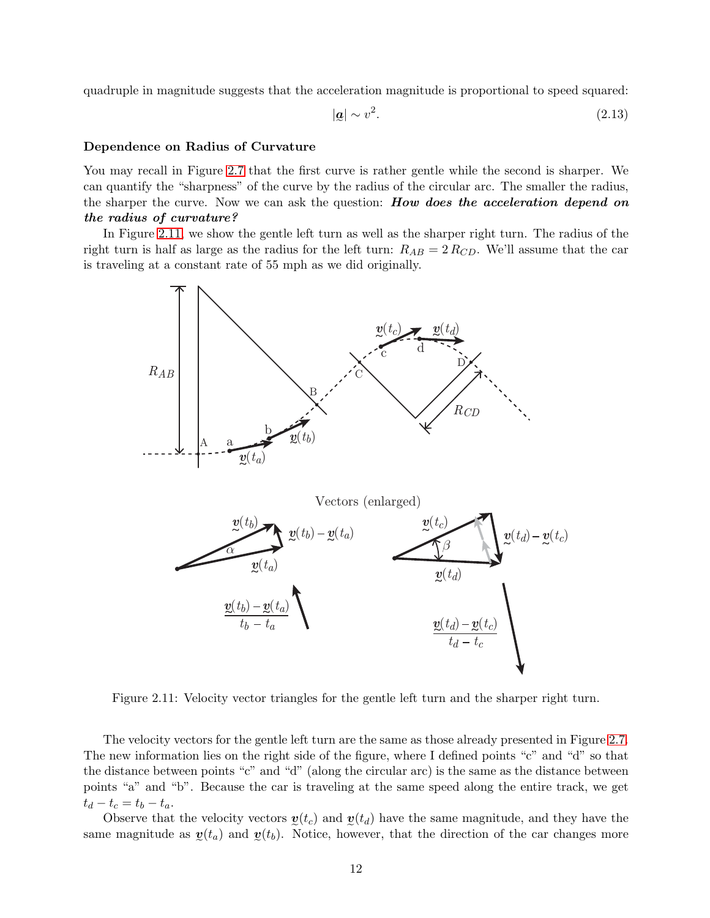quadruple in magnitude suggests that the acceleration magnitude is proportional to speed squared:

$$|\underset{\sim}{\boldsymbol{a}}| \sim v^2. \tag{2.13}$$

**Dependence on Radius of Curvature**

You may recall in Figure 2.7 that the first curve is rather gentle while the second is sharper. We can quantify the "sharpness" of the curve by the radius of the circular arc. The smaller the radius, the sharper the curve. Now we can ask the question: ***How does the acceleration depend on the radius of curvature?***

In Figure 2.11, we show the gentle left turn as well as the sharper right turn. The radius of the right turn is half as large as the radius for the left turn: $R_{AB} = 2\,R_{CD}$. We'll assume that the car is traveling at a constant rate of 55 mph as we did originally.

Figure 2.11: Velocity vector triangles for the gentle left turn and the sharper right turn.

The velocity vectors for the gentle left turn are the same as those already presented in Figure 2.7. The new information lies on the right side of the figure, where I defined points "c" and "d" so that the distance between points "c" and "d" (along the circular arc) is the same as the distance between points "a" and "b". Because the car is traveling at the same speed along the entire track, we get $t_d - t_c = t_b - t_a$.

Observe that the velocity vectors $\underset{\sim}{\boldsymbol{v}}(t_c)$ and $\underset{\sim}{\boldsymbol{v}}(t_d)$ have the same magnitude, and they have the same magnitude as $\underset{\sim}{\boldsymbol{v}}(t_a)$ and $\underset{\sim}{\boldsymbol{v}}(t_b)$. Notice, however, that the direction of the car changes more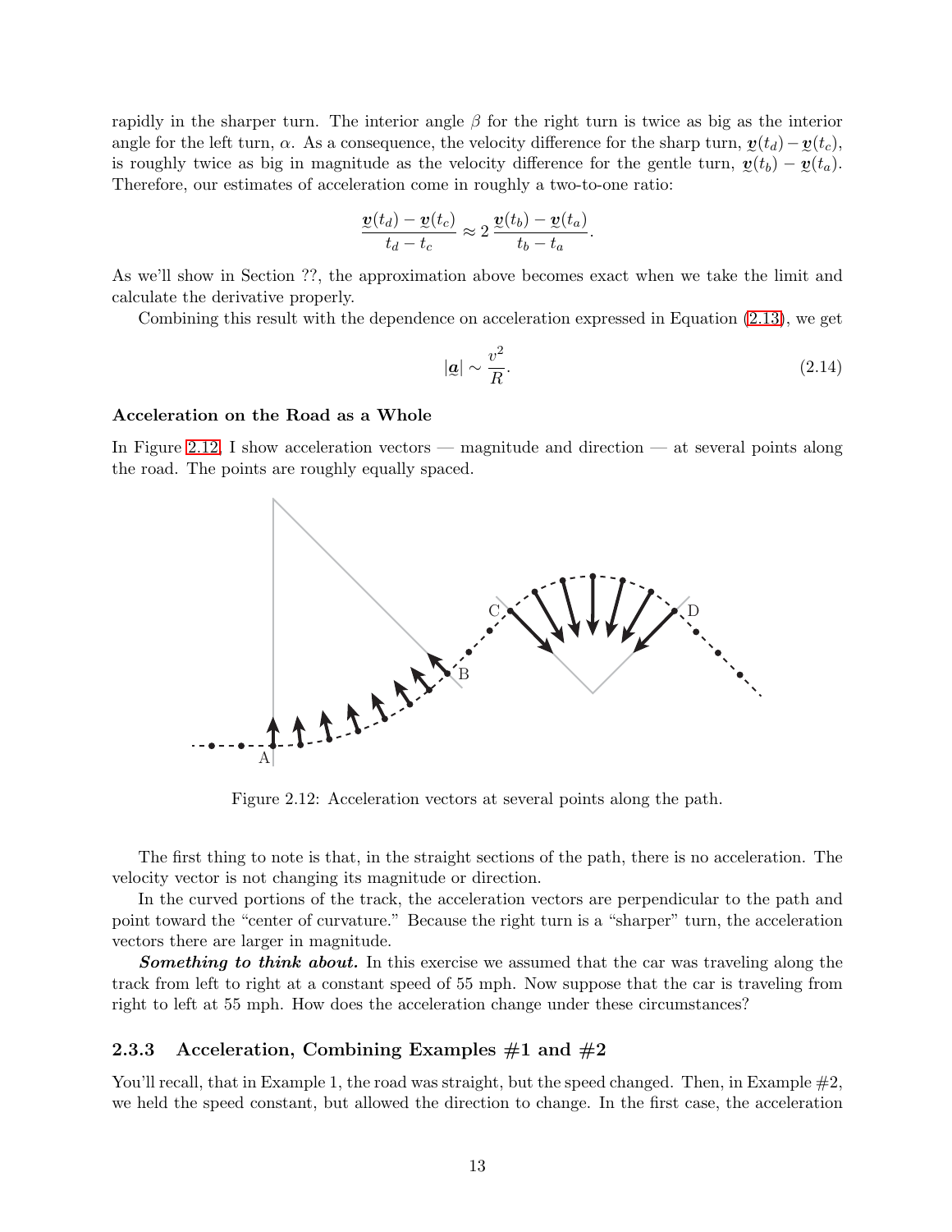rapidly in the sharper turn. The interior angle $\beta$ for the right turn is twice as big as the interior angle for the left turn, $\alpha$. As a consequence, the velocity difference for the sharp turn, $\underset{\sim}{\boldsymbol{v}}(t_d) - \underset{\sim}{\boldsymbol{v}}(t_c)$, is roughly twice as big in magnitude as the velocity difference for the gentle turn, $\underset{\sim}{\boldsymbol{v}}(t_b) - \underset{\sim}{\boldsymbol{v}}(t_a)$. Therefore, our estimates of acceleration come in roughly a two-to-one ratio:

$$\frac{\underset{\sim}{\boldsymbol{v}}(t_d) - \underset{\sim}{\boldsymbol{v}}(t_c)}{t_d - t_c} \approx 2\,\frac{\underset{\sim}{\boldsymbol{v}}(t_b) - \underset{\sim}{\boldsymbol{v}}(t_a)}{t_b - t_a}.$$

As we'll show in Section ??, the approximation above becomes exact when we take the limit and calculate the derivative properly.

Combining this result with the dependence on acceleration expressed in Equation (2.13), we get

$$|\underset{\sim}{\boldsymbol{a}}| \sim \frac{v^2}{R}. \tag{2.14}$$

**Acceleration on the Road as a Whole**

In Figure 2.12, I show acceleration vectors — magnitude and direction — at several points along the road. The points are roughly equally spaced.

Figure 2.12: Acceleration vectors at several points along the path.

The first thing to note is that, in the straight sections of the path, there is no acceleration. The velocity vector is not changing its magnitude or direction.

In the curved portions of the track, the acceleration vectors are perpendicular to the path and point toward the "center of curvature." Because the right turn is a "sharper" turn, the acceleration vectors there are larger in magnitude.

***Something to think about.*** In this exercise we assumed that the car was traveling along the track from left to right at a constant speed of 55 mph. Now suppose that the car is traveling from right to left at 55 mph. How does the acceleration change under these circumstances?

### 2.3.3 Acceleration, Combining Examples #1 and #2

You'll recall, that in Example 1, the road was straight, but the speed changed. Then, in Example #2, we held the speed constant, but allowed the direction to change. In the first case, the acceleration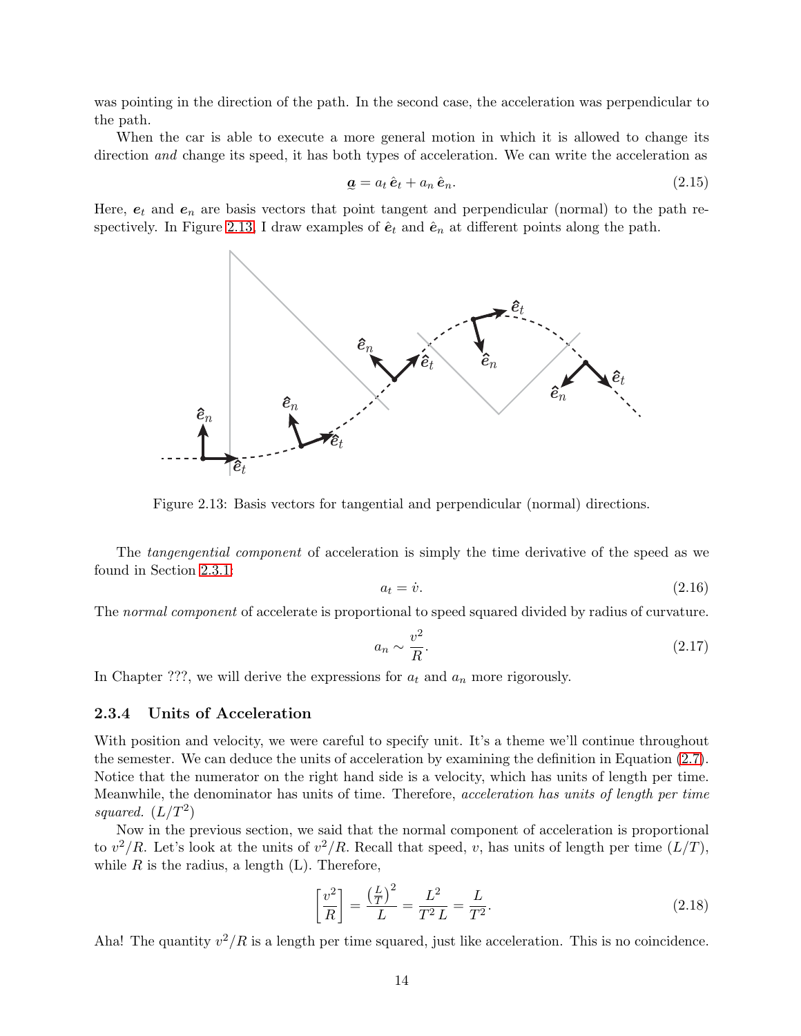was pointing in the direction of the path. In the second case, the acceleration was perpendicular to the path.

When the car is able to execute a more general motion in which it is allowed to change its direction *and* change its speed, it has both types of acceleration. We can write the acceleration as

$$\underset{\sim}{\boldsymbol{a}} = a_t\,\hat{\boldsymbol{e}}_t + a_n\,\hat{\boldsymbol{e}}_n. \tag{2.15}$$

Here, $\boldsymbol{e}_t$ and $\boldsymbol{e}_n$ are basis vectors that point tangent and perpendicular (normal) to the path respectively. In Figure 2.13, I draw examples of $\hat{\boldsymbol{e}}_t$ and $\hat{\boldsymbol{e}}_n$ at different points along the path.

Figure 2.13: Basis vectors for tangential and perpendicular (normal) directions.

The *tangengential component* of acceleration is simply the time derivative of the speed as we found in Section 2.3.1:

$$a_t = \dot{v}. \tag{2.16}$$

The *normal component* of accelerate is proportional to speed squared divided by radius of curvature.

$$a_n \sim \frac{v^2}{R}. \tag{2.17}$$

In Chapter ???, we will derive the expressions for $a_t$ and $a_n$ more rigorously.

### 2.3.4 Units of Acceleration

With position and velocity, we were careful to specify unit. It's a theme we'll continue throughout the semester. We can deduce the units of acceleration by examining the definition in Equation (2.7). Notice that the numerator on the right hand side is a velocity, which has units of length per time. Meanwhile, the denominator has units of time. Therefore, *acceleration has units of length per time squared.* $(L/T^2)$

Now in the previous section, we said that the normal component of acceleration is proportional to $v^2/R$. Let's look at the units of $v^2/R$. Recall that speed, $v$, has units of length per time $(L/T)$, while $R$ is the radius, a length (L). Therefore,

$$\left[\frac{v^2}{R}\right] = \frac{\left(\frac{L}{T}\right)^2}{L} = \frac{L^2}{T^2\,L} = \frac{L}{T^2}. \tag{2.18}$$

Aha! The quantity $v^2/R$ is a length per time squared, just like acceleration. This is no coincidence.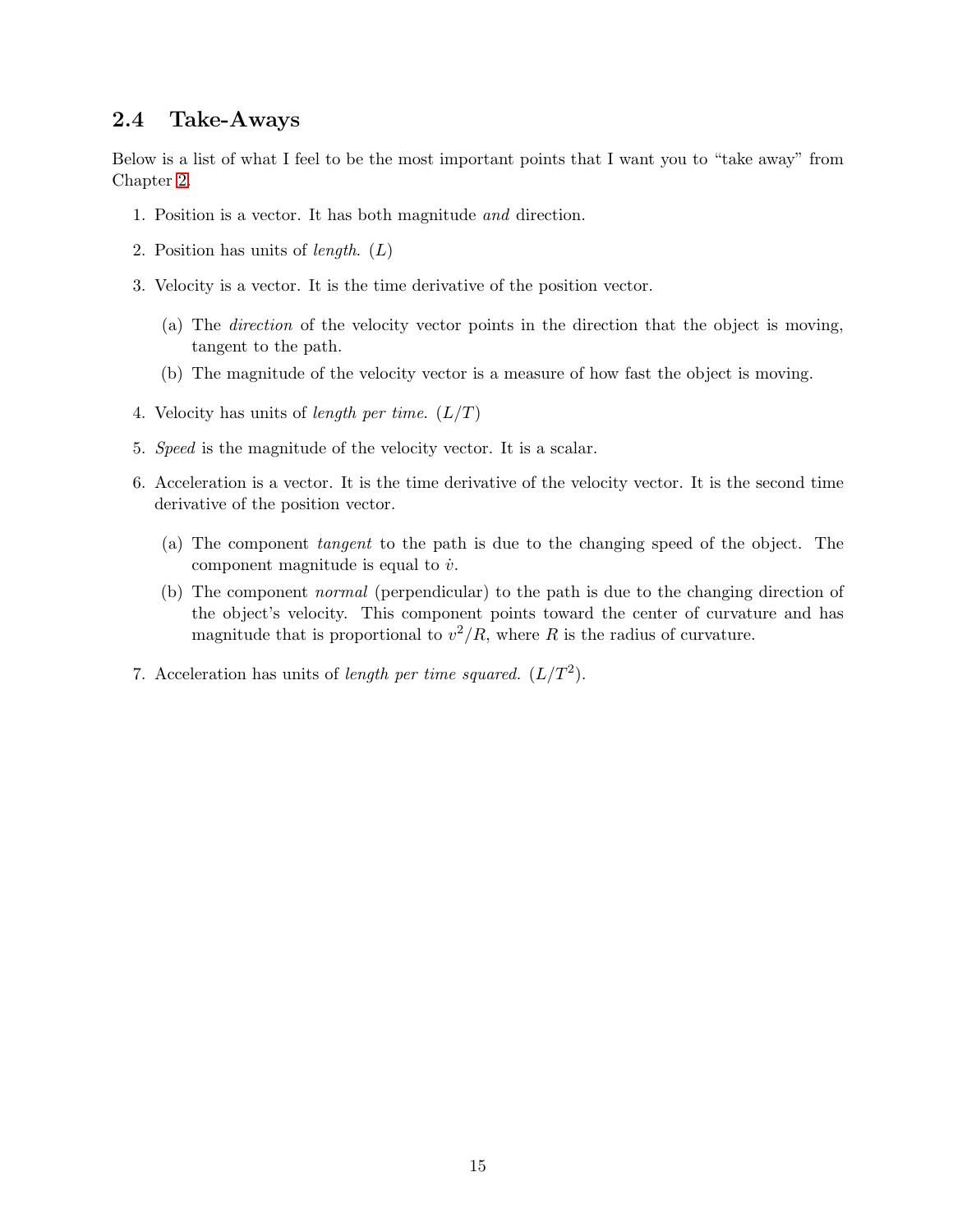## 2.4 Take-Aways

Below is a list of what I feel to be the most important points that I want you to "take away" from Chapter 2.

1. Position is a vector. It has both magnitude *and* direction.
2. Position has units of *length*. ($L$)
3. Velocity is a vector. It is the time derivative of the position vector.
   (a) The *direction* of the velocity vector points in the direction that the object is moving, tangent to the path.
   (b) The magnitude of the velocity vector is a measure of how fast the object is moving.
4. Velocity has units of *length per time*. ($L/T$)
5. *Speed* is the magnitude of the velocity vector. It is a scalar.
6. Acceleration is a vector. It is the time derivative of the velocity vector. It is the second time derivative of the position vector.
   (a) The component *tangent* to the path is due to the changing speed of the object. The component magnitude is equal to $\dot{v}$.
   (b) The component *normal* (perpendicular) to the path is due to the changing direction of the object's velocity. This component points toward the center of curvature and has magnitude that is proportional to $v^2/R$, where $R$ is the radius of curvature.
7. Acceleration has units of *length per time squared.* ($L/T^2$).